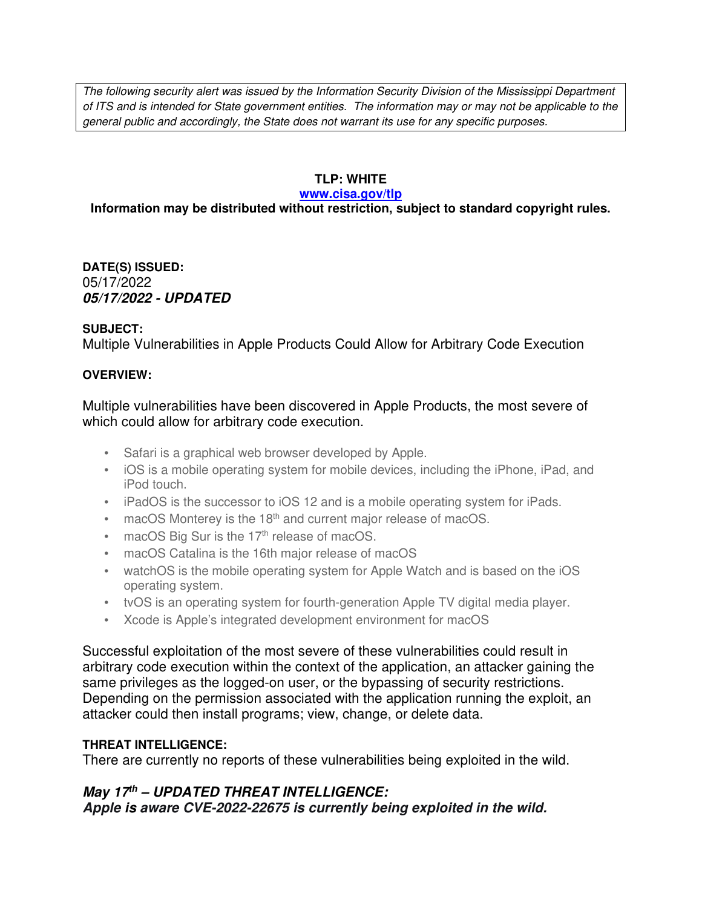*The following security alert was issued by the Information Security Division of the Mississippi Department of ITS and is intended for State government entities. The information may or may not be applicable to the general public and accordingly, the State does not warrant its use for any specific purposes.*

**TLP: WHITE**

**[www.cisa.gov/tlp](http://www.cisa.gov/tlp)**

**Information may be distributed without restriction, subject to standard copyright rules.**

**DATE(S) ISSUED:**

05/17/2022

***05/17/2022 - UPDATED***

**SUBJECT:**

Multiple Vulnerabilities in Apple Products Could Allow for Arbitrary Code Execution

**OVERVIEW:**

Multiple vulnerabilities have been discovered in Apple Products, the most severe of which could allow for arbitrary code execution.

- Safari is a graphical web browser developed by Apple.
- iOS is a mobile operating system for mobile devices, including the iPhone, iPad, and iPod touch.
- iPadOS is the successor to iOS 12 and is a mobile operating system for iPads.
- macOS Monterey is the 18th and current major release of macOS.
- macOS Big Sur is the 17th release of macOS.
- macOS Catalina is the 16th major release of macOS
- watchOS is the mobile operating system for Apple Watch and is based on the iOS operating system.
- tvOS is an operating system for fourth-generation Apple TV digital media player.
- Xcode is Apple's integrated development environment for macOS

Successful exploitation of the most severe of these vulnerabilities could result in arbitrary code execution within the context of the application, an attacker gaining the same privileges as the logged-on user, or the bypassing of security restrictions. Depending on the permission associated with the application running the exploit, an attacker could then install programs; view, change, or delete data.

**THREAT INTELLIGENCE:**

There are currently no reports of these vulnerabilities being exploited in the wild.

***May 17th – UPDATED THREAT INTELLIGENCE:***

***Apple is aware CVE-2022-22675 is currently being exploited in the wild.***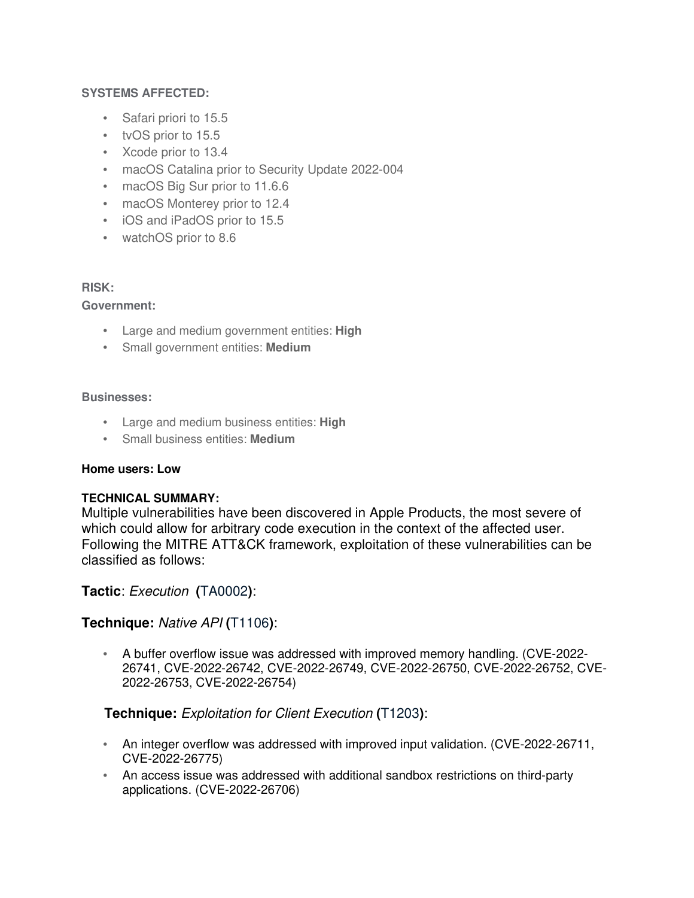**SYSTEMS AFFECTED:**

- Safari priori to 15.5
- tvOS prior to 15.5
- Xcode prior to 13.4
- macOS Catalina prior to Security Update 2022-004
- macOS Big Sur prior to 11.6.6
- macOS Monterey prior to 12.4
- iOS and iPadOS prior to 15.5
- watchOS prior to 8.6

**RISK:**

**Government:**

- Large and medium government entities: **High**
- Small government entities: **Medium**

**Businesses:**

- Large and medium business entities: **High**
- Small business entities: **Medium**

**Home users: Low**

**TECHNICAL SUMMARY:**

Multiple vulnerabilities have been discovered in Apple Products, the most severe of which could allow for arbitrary code execution in the context of the affected user. Following the MITRE ATT&CK framework, exploitation of these vulnerabilities can be classified as follows:

**Tactic**: *Execution* **(**TA0002**)**:

**Technique:** *Native API* **(**T1106**)**:

- A buffer overflow issue was addressed with improved memory handling. (CVE-2022-26741, CVE-2022-26742, CVE-2022-26749, CVE-2022-26750, CVE-2022-26752, CVE-2022-26753, CVE-2022-26754)

**Technique:** *Exploitation for Client Execution* **(**T1203**)**:

- An integer overflow was addressed with improved input validation. (CVE-2022-26711, CVE-2022-26775)
- An access issue was addressed with additional sandbox restrictions on third-party applications. (CVE-2022-26706)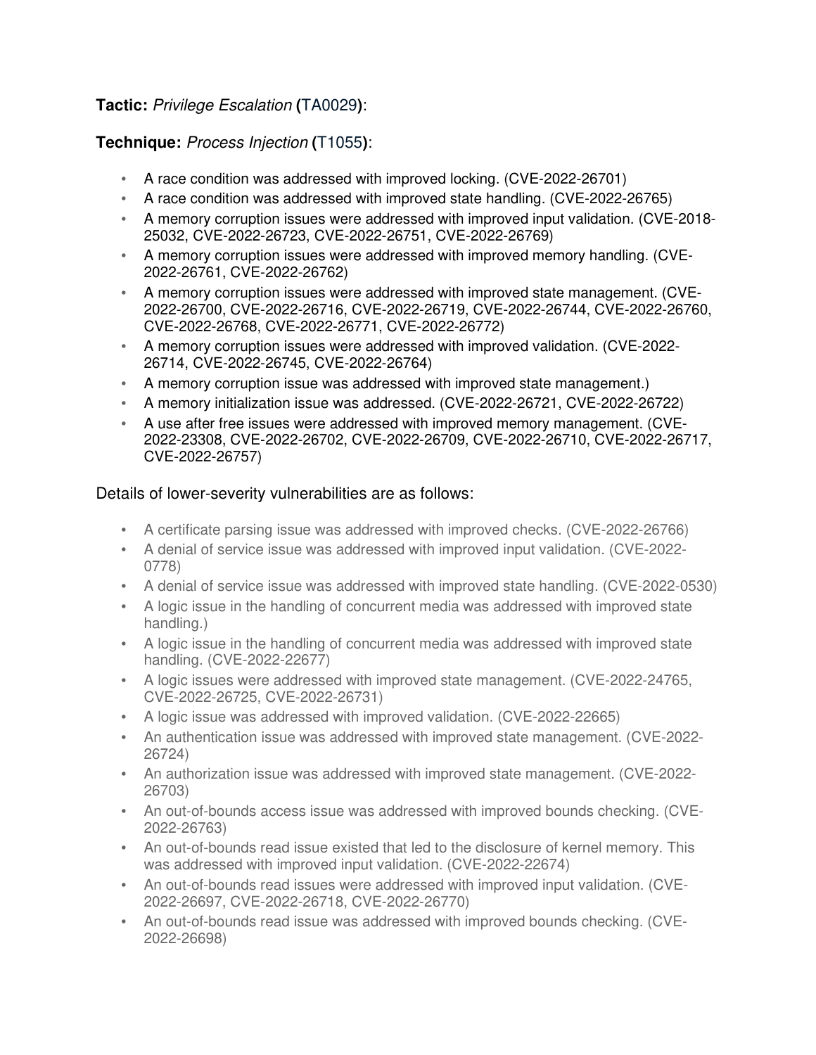**Tactic:** *Privilege Escalation* **(**TA0029**)**:

**Technique:** *Process Injection* **(**T1055**)**:

- A race condition was addressed with improved locking. (CVE-2022-26701)
- A race condition was addressed with improved state handling. (CVE-2022-26765)
- A memory corruption issues were addressed with improved input validation. (CVE-2018-25032, CVE-2022-26723, CVE-2022-26751, CVE-2022-26769)
- A memory corruption issues were addressed with improved memory handling. (CVE-2022-26761, CVE-2022-26762)
- A memory corruption issues were addressed with improved state management. (CVE-2022-26700, CVE-2022-26716, CVE-2022-26719, CVE-2022-26744, CVE-2022-26760, CVE-2022-26768, CVE-2022-26771, CVE-2022-26772)
- A memory corruption issues were addressed with improved validation. (CVE-2022-26714, CVE-2022-26745, CVE-2022-26764)
- A memory corruption issue was addressed with improved state management.)
- A memory initialization issue was addressed. (CVE-2022-26721, CVE-2022-26722)
- A use after free issues were addressed with improved memory management. (CVE-2022-23308, CVE-2022-26702, CVE-2022-26709, CVE-2022-26710, CVE-2022-26717, CVE-2022-26757)

Details of lower-severity vulnerabilities are as follows:

- A certificate parsing issue was addressed with improved checks. (CVE-2022-26766)
- A denial of service issue was addressed with improved input validation. (CVE-2022-0778)
- A denial of service issue was addressed with improved state handling. (CVE-2022-0530)
- A logic issue in the handling of concurrent media was addressed with improved state handling.)
- A logic issue in the handling of concurrent media was addressed with improved state handling. (CVE-2022-22677)
- A logic issues were addressed with improved state management. (CVE-2022-24765, CVE-2022-26725, CVE-2022-26731)
- A logic issue was addressed with improved validation. (CVE-2022-22665)
- An authentication issue was addressed with improved state management. (CVE-2022-26724)
- An authorization issue was addressed with improved state management. (CVE-2022-26703)
- An out-of-bounds access issue was addressed with improved bounds checking. (CVE-2022-26763)
- An out-of-bounds read issue existed that led to the disclosure of kernel memory. This was addressed with improved input validation. (CVE-2022-22674)
- An out-of-bounds read issues were addressed with improved input validation. (CVE-2022-26697, CVE-2022-26718, CVE-2022-26770)
- An out-of-bounds read issue was addressed with improved bounds checking. (CVE-2022-26698)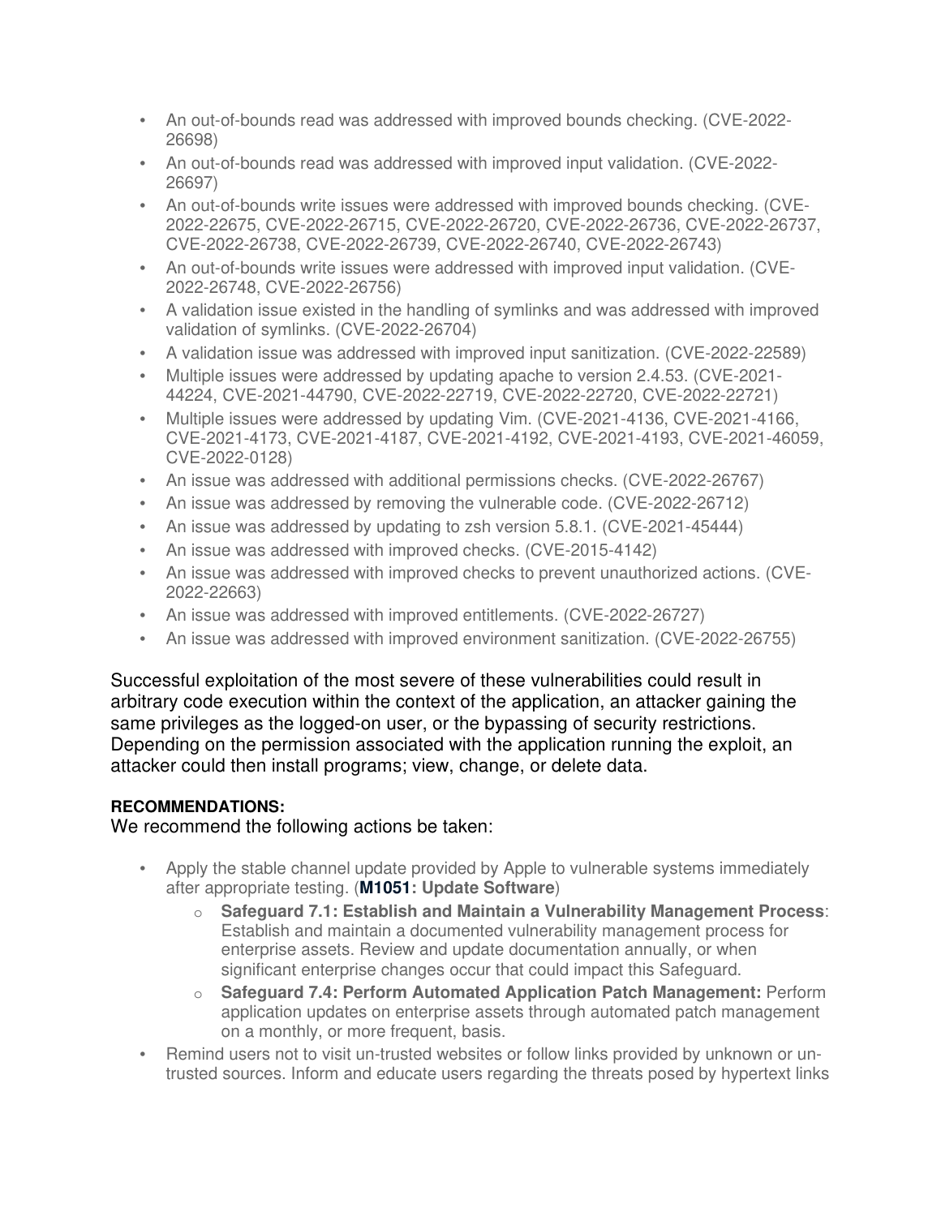- An out-of-bounds read was addressed with improved bounds checking. (CVE-2022-26698)
- An out-of-bounds read was addressed with improved input validation. (CVE-2022-26697)
- An out-of-bounds write issues were addressed with improved bounds checking. (CVE-2022-22675, CVE-2022-26715, CVE-2022-26720, CVE-2022-26736, CVE-2022-26737, CVE-2022-26738, CVE-2022-26739, CVE-2022-26740, CVE-2022-26743)
- An out-of-bounds write issues were addressed with improved input validation. (CVE-2022-26748, CVE-2022-26756)
- A validation issue existed in the handling of symlinks and was addressed with improved validation of symlinks. (CVE-2022-26704)
- A validation issue was addressed with improved input sanitization. (CVE-2022-22589)
- Multiple issues were addressed by updating apache to version 2.4.53. (CVE-2021-44224, CVE-2021-44790, CVE-2022-22719, CVE-2022-22720, CVE-2022-22721)
- Multiple issues were addressed by updating Vim. (CVE-2021-4136, CVE-2021-4166, CVE-2021-4173, CVE-2021-4187, CVE-2021-4192, CVE-2021-4193, CVE-2021-46059, CVE-2022-0128)
- An issue was addressed with additional permissions checks. (CVE-2022-26767)
- An issue was addressed by removing the vulnerable code. (CVE-2022-26712)
- An issue was addressed by updating to zsh version 5.8.1. (CVE-2021-45444)
- An issue was addressed with improved checks. (CVE-2015-4142)
- An issue was addressed with improved checks to prevent unauthorized actions. (CVE-2022-22663)
- An issue was addressed with improved entitlements. (CVE-2022-26727)
- An issue was addressed with improved environment sanitization. (CVE-2022-26755)

Successful exploitation of the most severe of these vulnerabilities could result in arbitrary code execution within the context of the application, an attacker gaining the same privileges as the logged-on user, or the bypassing of security restrictions. Depending on the permission associated with the application running the exploit, an attacker could then install programs; view, change, or delete data.

**RECOMMENDATIONS:**

We recommend the following actions be taken:

- Apply the stable channel update provided by Apple to vulnerable systems immediately after appropriate testing. (**M1051: Update Software**)
  - **Safeguard 7.1: Establish and Maintain a Vulnerability Management Process**: Establish and maintain a documented vulnerability management process for enterprise assets. Review and update documentation annually, or when significant enterprise changes occur that could impact this Safeguard.
  - **Safeguard 7.4: Perform Automated Application Patch Management:** Perform application updates on enterprise assets through automated patch management on a monthly, or more frequent, basis.
- Remind users not to visit un-trusted websites or follow links provided by unknown or un-trusted sources. Inform and educate users regarding the threats posed by hypertext links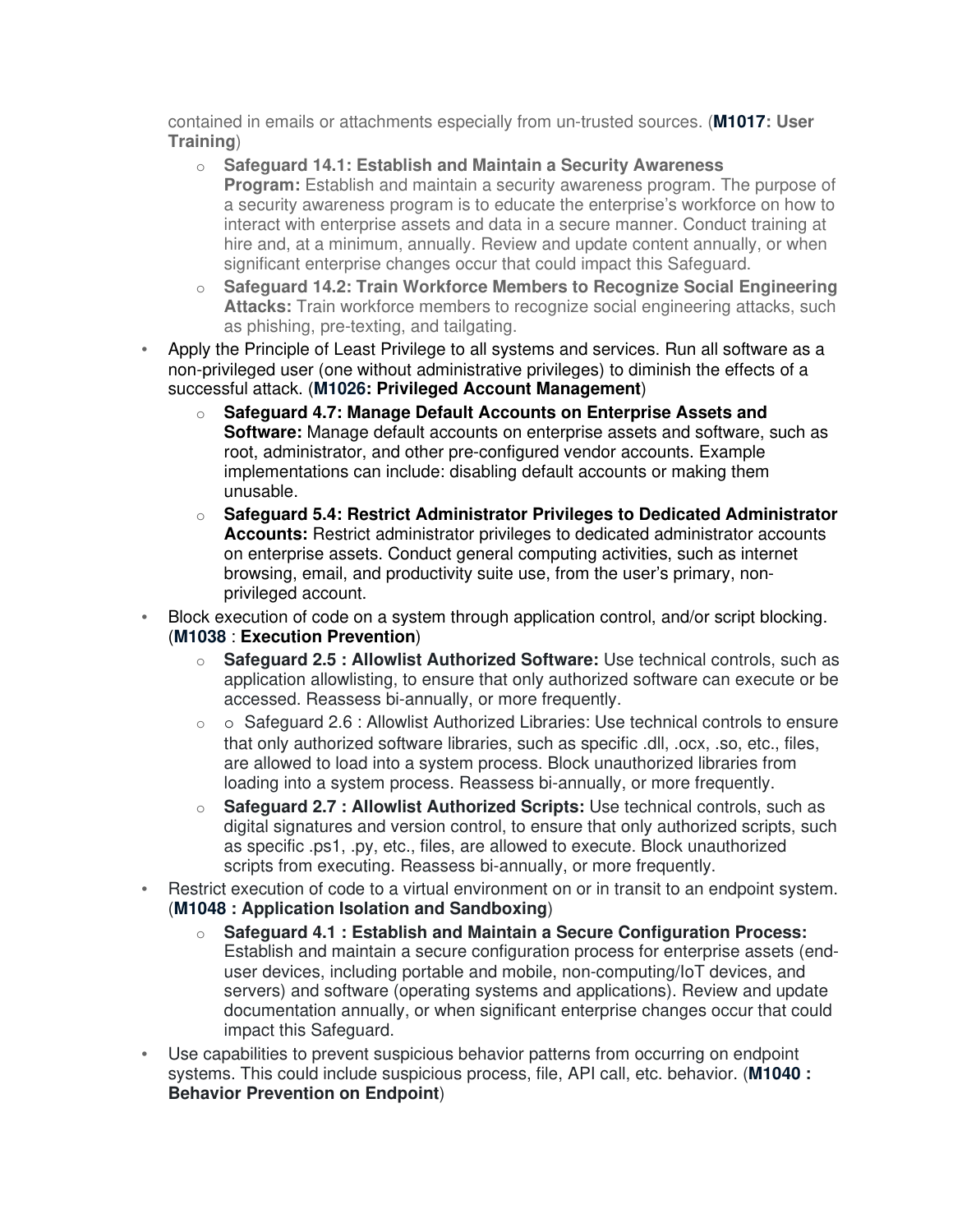contained in emails or attachments especially from un-trusted sources. (**M1017: User Training**)

  - **Safeguard 14.1: Establish and Maintain a Security Awareness Program:** Establish and maintain a security awareness program. The purpose of a security awareness program is to educate the enterprise's workforce on how to interact with enterprise assets and data in a secure manner. Conduct training at hire and, at a minimum, annually. Review and update content annually, or when significant enterprise changes occur that could impact this Safeguard.
  - **Safeguard 14.2: Train Workforce Members to Recognize Social Engineering Attacks:** Train workforce members to recognize social engineering attacks, such as phishing, pre-texting, and tailgating.

- Apply the Principle of Least Privilege to all systems and services. Run all software as a non-privileged user (one without administrative privileges) to diminish the effects of a successful attack. (**M1026: Privileged Account Management**)
  - **Safeguard 4.7: Manage Default Accounts on Enterprise Assets and Software:** Manage default accounts on enterprise assets and software, such as root, administrator, and other pre-configured vendor accounts. Example implementations can include: disabling default accounts or making them unusable.
  - **Safeguard 5.4: Restrict Administrator Privileges to Dedicated Administrator Accounts:** Restrict administrator privileges to dedicated administrator accounts on enterprise assets. Conduct general computing activities, such as internet browsing, email, and productivity suite use, from the user's primary, non-privileged account.
- Block execution of code on a system through application control, and/or script blocking. (**M1038** : **Execution Prevention**)
  - **Safeguard 2.5 : Allowlist Authorized Software:** Use technical controls, such as application allowlisting, to ensure that only authorized software can execute or be accessed. Reassess bi-annually, or more frequently.
  - o Safeguard 2.6 : Allowlist Authorized Libraries: Use technical controls to ensure that only authorized software libraries, such as specific .dll, .ocx, .so, etc., files, are allowed to load into a system process. Block unauthorized libraries from loading into a system process. Reassess bi-annually, or more frequently.
  - **Safeguard 2.7 : Allowlist Authorized Scripts:** Use technical controls, such as digital signatures and version control, to ensure that only authorized scripts, such as specific .ps1, .py, etc., files, are allowed to execute. Block unauthorized scripts from executing. Reassess bi-annually, or more frequently.
- Restrict execution of code to a virtual environment on or in transit to an endpoint system. (**M1048 : Application Isolation and Sandboxing**)
  - **Safeguard 4.1 : Establish and Maintain a Secure Configuration Process:** Establish and maintain a secure configuration process for enterprise assets (end-user devices, including portable and mobile, non-computing/IoT devices, and servers) and software (operating systems and applications). Review and update documentation annually, or when significant enterprise changes occur that could impact this Safeguard.
- Use capabilities to prevent suspicious behavior patterns from occurring on endpoint systems. This could include suspicious process, file, API call, etc. behavior. (**M1040 : Behavior Prevention on Endpoint**)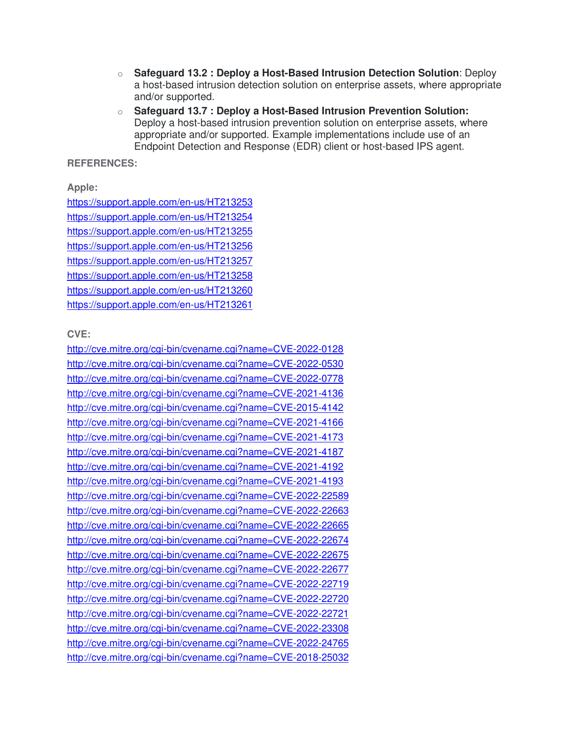- **Safeguard 13.2 : Deploy a Host-Based Intrusion Detection Solution**: Deploy a host-based intrusion detection solution on enterprise assets, where appropriate and/or supported.
- **Safeguard 13.7 : Deploy a Host-Based Intrusion Prevention Solution:** Deploy a host-based intrusion prevention solution on enterprise assets, where appropriate and/or supported. Example implementations include use of an Endpoint Detection and Response (EDR) client or host-based IPS agent.

**REFERENCES:**

**Apple:**

https://support.apple.com/en-us/HT213253
https://support.apple.com/en-us/HT213254
https://support.apple.com/en-us/HT213255
https://support.apple.com/en-us/HT213256
https://support.apple.com/en-us/HT213257
https://support.apple.com/en-us/HT213258
https://support.apple.com/en-us/HT213260
https://support.apple.com/en-us/HT213261

**CVE:**

http://cve.mitre.org/cgi-bin/cvename.cgi?name=CVE-2022-0128
http://cve.mitre.org/cgi-bin/cvename.cgi?name=CVE-2022-0530
http://cve.mitre.org/cgi-bin/cvename.cgi?name=CVE-2022-0778
http://cve.mitre.org/cgi-bin/cvename.cgi?name=CVE-2021-4136
http://cve.mitre.org/cgi-bin/cvename.cgi?name=CVE-2015-4142
http://cve.mitre.org/cgi-bin/cvename.cgi?name=CVE-2021-4166
http://cve.mitre.org/cgi-bin/cvename.cgi?name=CVE-2021-4173
http://cve.mitre.org/cgi-bin/cvename.cgi?name=CVE-2021-4187
http://cve.mitre.org/cgi-bin/cvename.cgi?name=CVE-2021-4192
http://cve.mitre.org/cgi-bin/cvename.cgi?name=CVE-2021-4193
http://cve.mitre.org/cgi-bin/cvename.cgi?name=CVE-2022-22589
http://cve.mitre.org/cgi-bin/cvename.cgi?name=CVE-2022-22663
http://cve.mitre.org/cgi-bin/cvename.cgi?name=CVE-2022-22665
http://cve.mitre.org/cgi-bin/cvename.cgi?name=CVE-2022-22674
http://cve.mitre.org/cgi-bin/cvename.cgi?name=CVE-2022-22675
http://cve.mitre.org/cgi-bin/cvename.cgi?name=CVE-2022-22677
http://cve.mitre.org/cgi-bin/cvename.cgi?name=CVE-2022-22719
http://cve.mitre.org/cgi-bin/cvename.cgi?name=CVE-2022-22720
http://cve.mitre.org/cgi-bin/cvename.cgi?name=CVE-2022-22721
http://cve.mitre.org/cgi-bin/cvename.cgi?name=CVE-2022-23308
http://cve.mitre.org/cgi-bin/cvename.cgi?name=CVE-2022-24765
http://cve.mitre.org/cgi-bin/cvename.cgi?name=CVE-2018-25032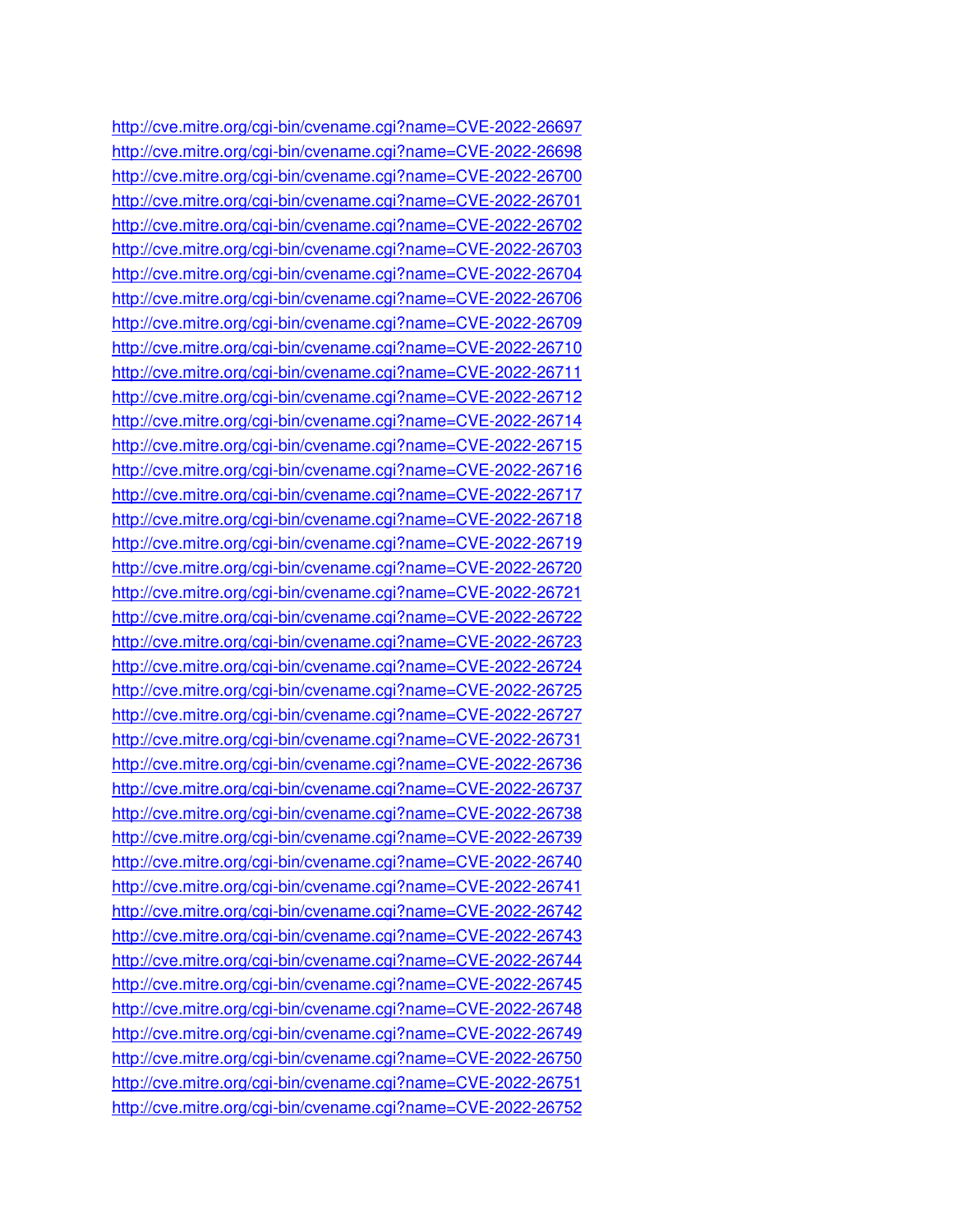http://cve.mitre.org/cgi-bin/cvename.cgi?name=CVE-2022-26697
http://cve.mitre.org/cgi-bin/cvename.cgi?name=CVE-2022-26698
http://cve.mitre.org/cgi-bin/cvename.cgi?name=CVE-2022-26700
http://cve.mitre.org/cgi-bin/cvename.cgi?name=CVE-2022-26701
http://cve.mitre.org/cgi-bin/cvename.cgi?name=CVE-2022-26702
http://cve.mitre.org/cgi-bin/cvename.cgi?name=CVE-2022-26703
http://cve.mitre.org/cgi-bin/cvename.cgi?name=CVE-2022-26704
http://cve.mitre.org/cgi-bin/cvename.cgi?name=CVE-2022-26706
http://cve.mitre.org/cgi-bin/cvename.cgi?name=CVE-2022-26709
http://cve.mitre.org/cgi-bin/cvename.cgi?name=CVE-2022-26710
http://cve.mitre.org/cgi-bin/cvename.cgi?name=CVE-2022-26711
http://cve.mitre.org/cgi-bin/cvename.cgi?name=CVE-2022-26712
http://cve.mitre.org/cgi-bin/cvename.cgi?name=CVE-2022-26714
http://cve.mitre.org/cgi-bin/cvename.cgi?name=CVE-2022-26715
http://cve.mitre.org/cgi-bin/cvename.cgi?name=CVE-2022-26716
http://cve.mitre.org/cgi-bin/cvename.cgi?name=CVE-2022-26717
http://cve.mitre.org/cgi-bin/cvename.cgi?name=CVE-2022-26718
http://cve.mitre.org/cgi-bin/cvename.cgi?name=CVE-2022-26719
http://cve.mitre.org/cgi-bin/cvename.cgi?name=CVE-2022-26720
http://cve.mitre.org/cgi-bin/cvename.cgi?name=CVE-2022-26721
http://cve.mitre.org/cgi-bin/cvename.cgi?name=CVE-2022-26722
http://cve.mitre.org/cgi-bin/cvename.cgi?name=CVE-2022-26723
http://cve.mitre.org/cgi-bin/cvename.cgi?name=CVE-2022-26724
http://cve.mitre.org/cgi-bin/cvename.cgi?name=CVE-2022-26725
http://cve.mitre.org/cgi-bin/cvename.cgi?name=CVE-2022-26727
http://cve.mitre.org/cgi-bin/cvename.cgi?name=CVE-2022-26731
http://cve.mitre.org/cgi-bin/cvename.cgi?name=CVE-2022-26736
http://cve.mitre.org/cgi-bin/cvename.cgi?name=CVE-2022-26737
http://cve.mitre.org/cgi-bin/cvename.cgi?name=CVE-2022-26738
http://cve.mitre.org/cgi-bin/cvename.cgi?name=CVE-2022-26739
http://cve.mitre.org/cgi-bin/cvename.cgi?name=CVE-2022-26740
http://cve.mitre.org/cgi-bin/cvename.cgi?name=CVE-2022-26741
http://cve.mitre.org/cgi-bin/cvename.cgi?name=CVE-2022-26742
http://cve.mitre.org/cgi-bin/cvename.cgi?name=CVE-2022-26743
http://cve.mitre.org/cgi-bin/cvename.cgi?name=CVE-2022-26744
http://cve.mitre.org/cgi-bin/cvename.cgi?name=CVE-2022-26745
http://cve.mitre.org/cgi-bin/cvename.cgi?name=CVE-2022-26748
http://cve.mitre.org/cgi-bin/cvename.cgi?name=CVE-2022-26749
http://cve.mitre.org/cgi-bin/cvename.cgi?name=CVE-2022-26750
http://cve.mitre.org/cgi-bin/cvename.cgi?name=CVE-2022-26751
http://cve.mitre.org/cgi-bin/cvename.cgi?name=CVE-2022-26752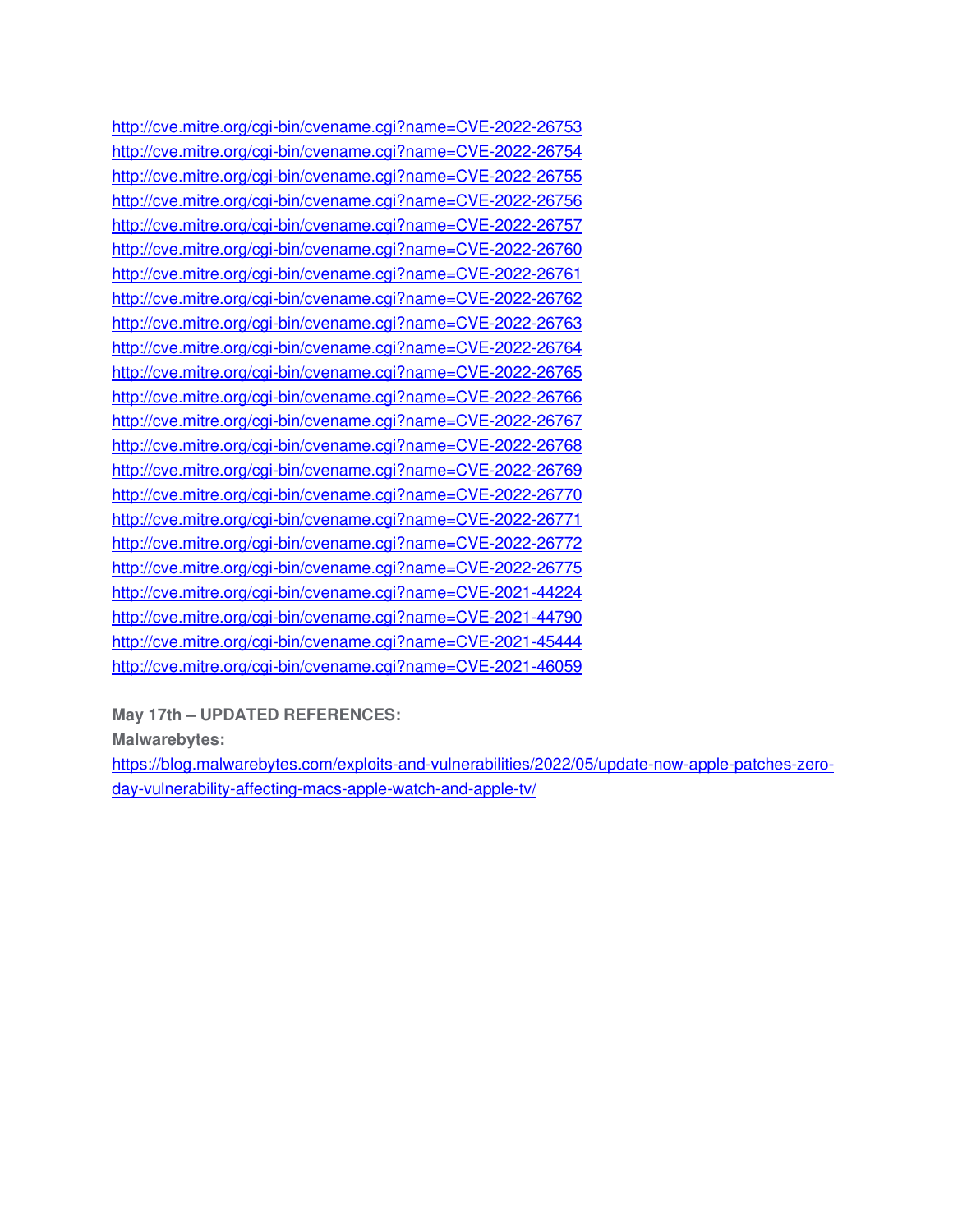http://cve.mitre.org/cgi-bin/cvename.cgi?name=CVE-2022-26753
http://cve.mitre.org/cgi-bin/cvename.cgi?name=CVE-2022-26754
http://cve.mitre.org/cgi-bin/cvename.cgi?name=CVE-2022-26755
http://cve.mitre.org/cgi-bin/cvename.cgi?name=CVE-2022-26756
http://cve.mitre.org/cgi-bin/cvename.cgi?name=CVE-2022-26757
http://cve.mitre.org/cgi-bin/cvename.cgi?name=CVE-2022-26760
http://cve.mitre.org/cgi-bin/cvename.cgi?name=CVE-2022-26761
http://cve.mitre.org/cgi-bin/cvename.cgi?name=CVE-2022-26762
http://cve.mitre.org/cgi-bin/cvename.cgi?name=CVE-2022-26763
http://cve.mitre.org/cgi-bin/cvename.cgi?name=CVE-2022-26764
http://cve.mitre.org/cgi-bin/cvename.cgi?name=CVE-2022-26765
http://cve.mitre.org/cgi-bin/cvename.cgi?name=CVE-2022-26766
http://cve.mitre.org/cgi-bin/cvename.cgi?name=CVE-2022-26767
http://cve.mitre.org/cgi-bin/cvename.cgi?name=CVE-2022-26768
http://cve.mitre.org/cgi-bin/cvename.cgi?name=CVE-2022-26769
http://cve.mitre.org/cgi-bin/cvename.cgi?name=CVE-2022-26770
http://cve.mitre.org/cgi-bin/cvename.cgi?name=CVE-2022-26771
http://cve.mitre.org/cgi-bin/cvename.cgi?name=CVE-2022-26772
http://cve.mitre.org/cgi-bin/cvename.cgi?name=CVE-2022-26775
http://cve.mitre.org/cgi-bin/cvename.cgi?name=CVE-2021-44224
http://cve.mitre.org/cgi-bin/cvename.cgi?name=CVE-2021-44790
http://cve.mitre.org/cgi-bin/cvename.cgi?name=CVE-2021-45444
http://cve.mitre.org/cgi-bin/cvename.cgi?name=CVE-2021-46059

**May 17th – UPDATED REFERENCES:**

**Malwarebytes:**

https://blog.malwarebytes.com/exploits-and-vulnerabilities/2022/05/update-now-apple-patches-zero-day-vulnerability-affecting-macs-apple-watch-and-apple-tv/